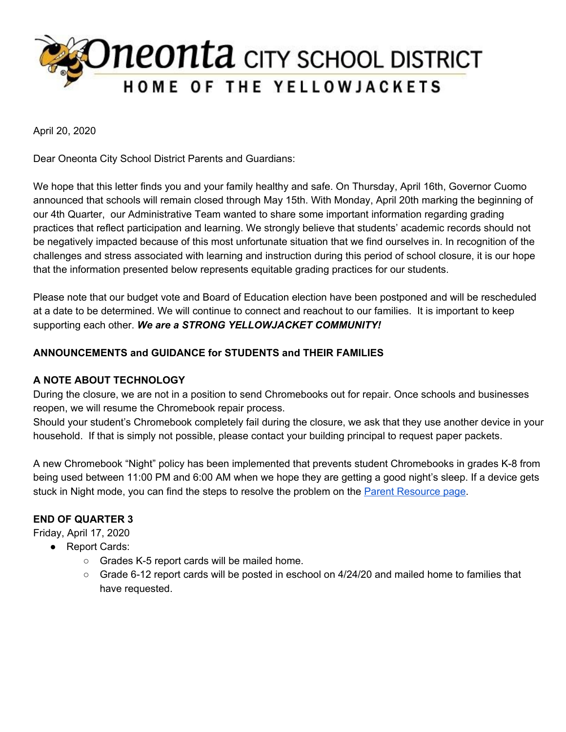# Oneonta CITY SCHOOL DISTRICT

HOME OF THE YELLOWJACKETS

April 20, 2020

Dear Oneonta City School District Parents and Guardians:

We hope that this letter finds you and your family healthy and safe. On Thursday, April 16th, Governor Cuomo announced that schools will remain closed through May 15th. With Monday, April 20th marking the beginning of our 4th Quarter, our Administrative Team wanted to share some important information regarding grading practices that reflect participation and learning. We strongly believe that students' academic records should not be negatively impacted because of this most unfortunate situation that we find ourselves in. In recognition of the challenges and stress associated with learning and instruction during this period of school closure, it is our hope that the information presented below represents equitable grading practices for our students.

Please note that our budget vote and Board of Education election have been postponed and will be rescheduled at a date to be determined. We will continue to connect and reachout to our families. It is important to keep supporting each other. ***We are a STRONG YELLOWJACKET COMMUNITY!***

**ANNOUNCEMENTS and GUIDANCE for STUDENTS and THEIR FAMILIES**

**A NOTE ABOUT TECHNOLOGY**

During the closure, we are not in a position to send Chromebooks out for repair. Once schools and businesses reopen, we will resume the Chromebook repair process.

Should your student's Chromebook completely fail during the closure, we ask that they use another device in your household. If that is simply not possible, please contact your building principal to request paper packets.

A new Chromebook "Night" policy has been implemented that prevents student Chromebooks in grades K-8 from being used between 11:00 PM and 6:00 AM when we hope they are getting a good night's sleep. If a device gets stuck in Night mode, you can find the steps to resolve the problem on the Parent Resource page.

**END OF QUARTER 3**

Friday, April 17, 2020

- Report Cards:
  - Grades K-5 report cards will be mailed home.
  - Grade 6-12 report cards will be posted in eschool on 4/24/20 and mailed home to families that have requested.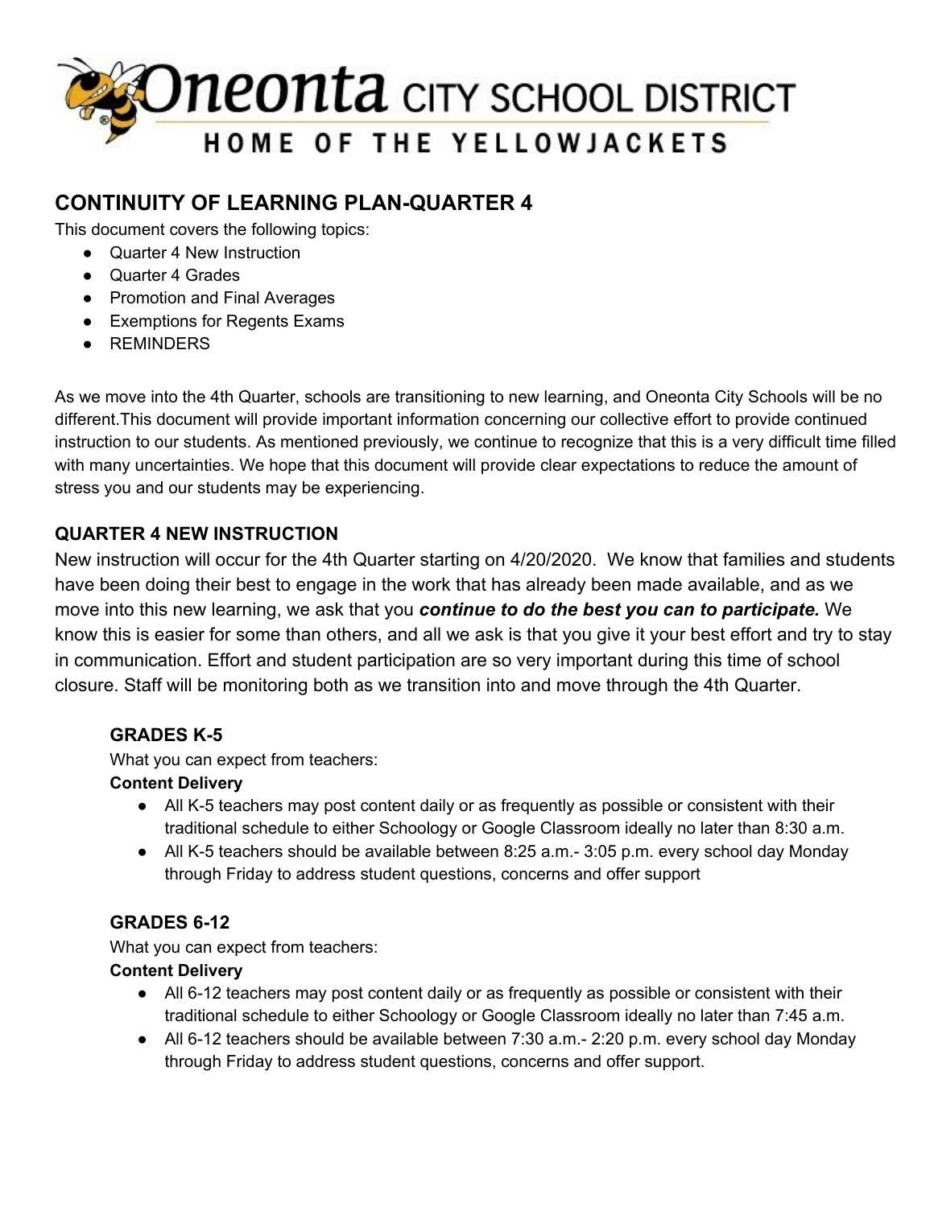# Oneonta CITY SCHOOL DISTRICT

HOME OF THE YELLOWJACKETS

## CONTINUITY OF LEARNING PLAN-QUARTER 4

This document covers the following topics:

- Quarter 4 New Instruction
- Quarter 4 Grades
- Promotion and Final Averages
- Exemptions for Regents Exams
- REMINDERS

As we move into the 4th Quarter, schools are transitioning to new learning, and Oneonta City Schools will be no different.This document will provide important information concerning our collective effort to provide continued instruction to our students. As mentioned previously, we continue to recognize that this is a very difficult time filled with many uncertainties. We hope that this document will provide clear expectations to reduce the amount of stress you and our students may be experiencing.

### QUARTER 4 NEW INSTRUCTION

New instruction will occur for the 4th Quarter starting on 4/20/2020. We know that families and students have been doing their best to engage in the work that has already been made available, and as we move into this new learning, we ask that you ***continue to do the best you can to participate.*** We know this is easier for some than others, and all we ask is that you give it your best effort and try to stay in communication. Effort and student participation are so very important during this time of school closure. Staff will be monitoring both as we transition into and move through the 4th Quarter.

#### GRADES K-5

What you can expect from teachers:

**Content Delivery**

- All K-5 teachers may post content daily or as frequently as possible or consistent with their traditional schedule to either Schoology or Google Classroom ideally no later than 8:30 a.m.
- All K-5 teachers should be available between 8:25 a.m.- 3:05 p.m. every school day Monday through Friday to address student questions, concerns and offer support

#### GRADES 6-12

What you can expect from teachers:

**Content Delivery**

- All 6-12 teachers may post content daily or as frequently as possible or consistent with their traditional schedule to either Schoology or Google Classroom ideally no later than 7:45 a.m.
- All 6-12 teachers should be available between 7:30 a.m.- 2:20 p.m. every school day Monday through Friday to address student questions, concerns and offer support.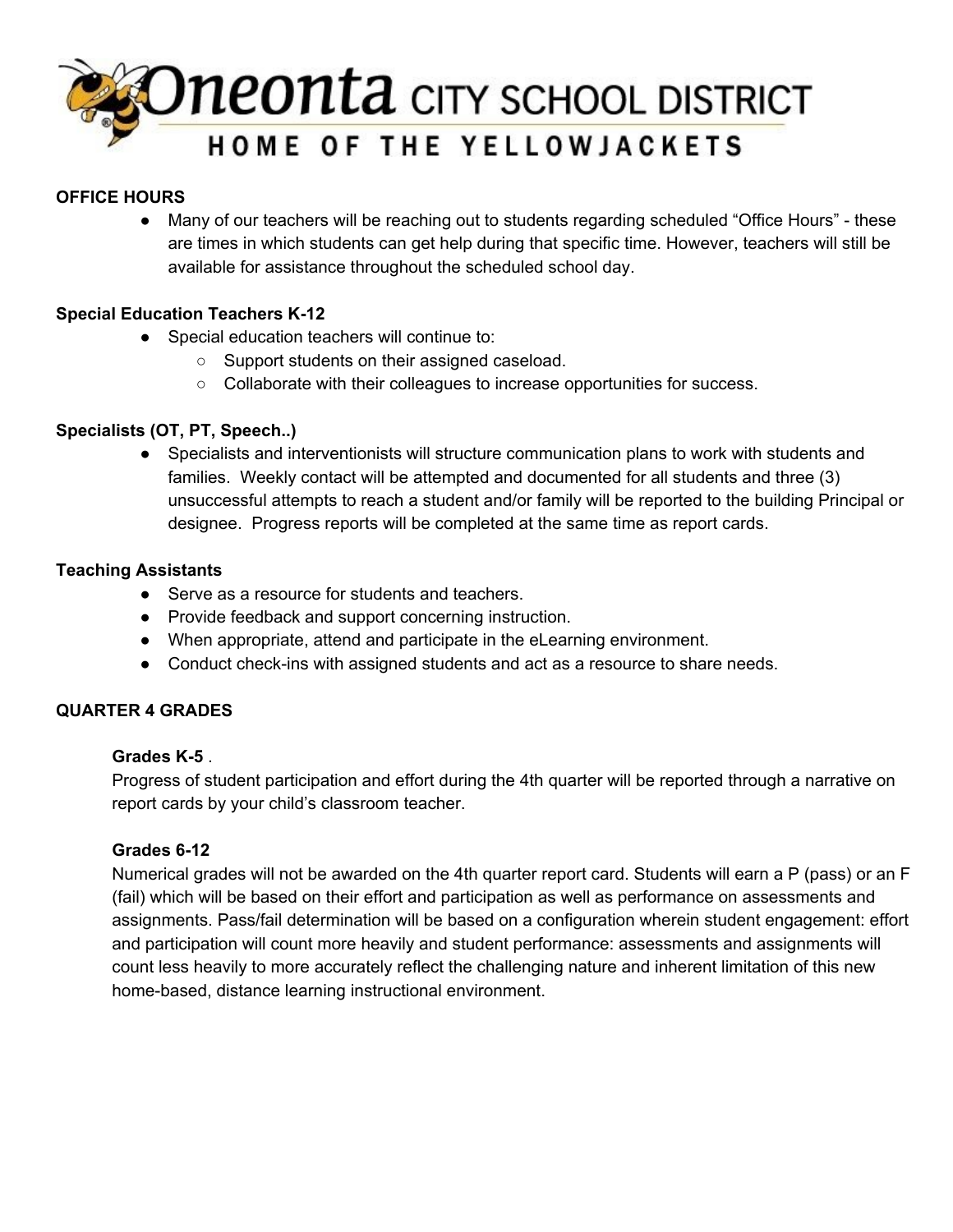**OFFICE HOURS**

- Many of our teachers will be reaching out to students regarding scheduled "Office Hours" - these are times in which students can get help during that specific time. However, teachers will still be available for assistance throughout the scheduled school day.

**Special Education Teachers K-12**

- Special education teachers will continue to:
  - Support students on their assigned caseload.
  - Collaborate with their colleagues to increase opportunities for success.

**Specialists (OT, PT, Speech..)**

- Specialists and interventionists will structure communication plans to work with students and families. Weekly contact will be attempted and documented for all students and three (3) unsuccessful attempts to reach a student and/or family will be reported to the building Principal or designee. Progress reports will be completed at the same time as report cards.

**Teaching Assistants**

- Serve as a resource for students and teachers.
- Provide feedback and support concerning instruction.
- When appropriate, attend and participate in the eLearning environment.
- Conduct check-ins with assigned students and act as a resource to share needs.

**QUARTER 4 GRADES**

**Grades K-5** .
Progress of student participation and effort during the 4th quarter will be reported through a narrative on report cards by your child's classroom teacher.

**Grades 6-12**
Numerical grades will not be awarded on the 4th quarter report card. Students will earn a P (pass) or an F (fail) which will be based on their effort and participation as well as performance on assessments and assignments. Pass/fail determination will be based on a configuration wherein student engagement: effort and participation will count more heavily and student performance: assessments and assignments will count less heavily to more accurately reflect the challenging nature and inherent limitation of this new home-based, distance learning instructional environment.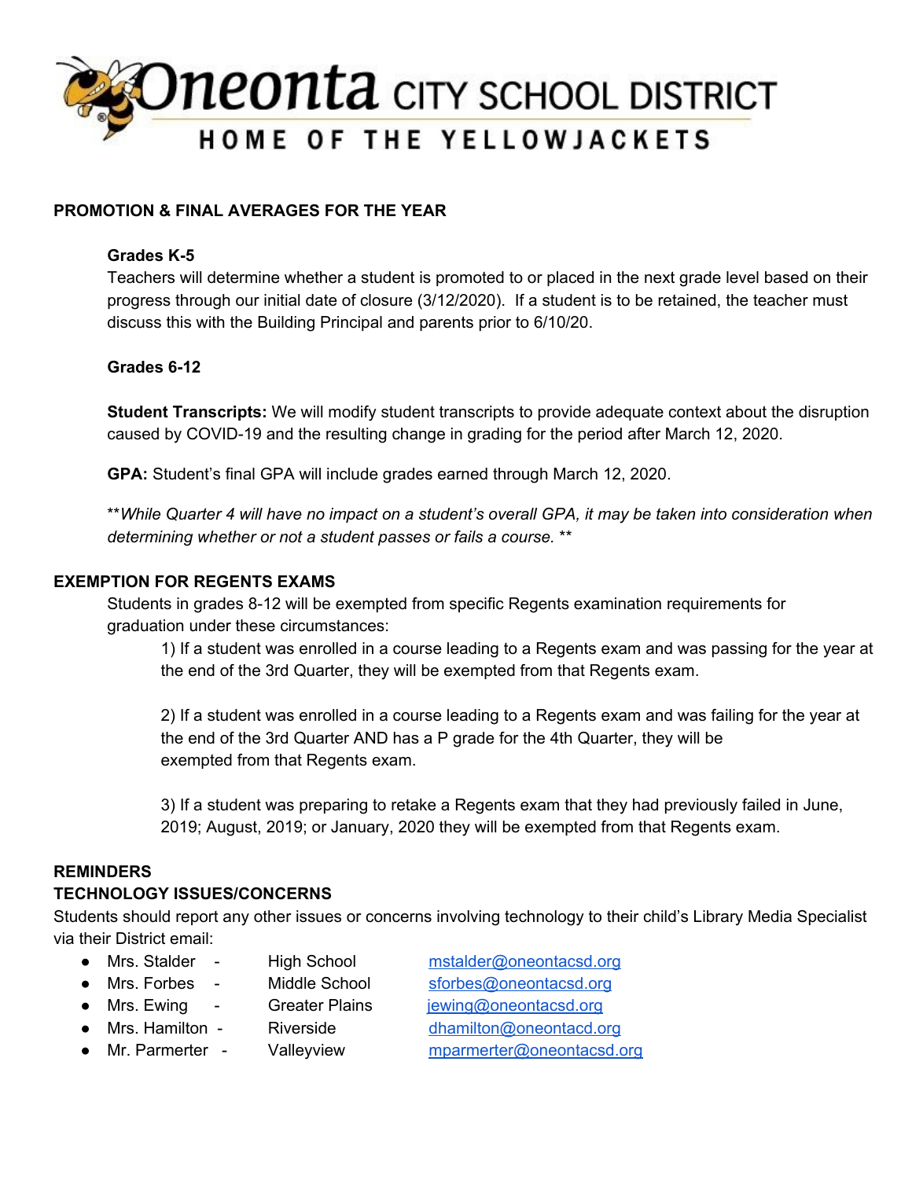**Oneonta CITY SCHOOL DISTRICT**
**HOME OF THE YELLOWJACKETS**

## PROMOTION & FINAL AVERAGES FOR THE YEAR

### Grades K-5

Teachers will determine whether a student is promoted to or placed in the next grade level based on their progress through our initial date of closure (3/12/2020). If a student is to be retained, the teacher must discuss this with the Building Principal and parents prior to 6/10/20.

### Grades 6-12

**Student Transcripts:** We will modify student transcripts to provide adequate context about the disruption caused by COVID-19 and the resulting change in grading for the period after March 12, 2020.

**GPA:** Student's final GPA will include grades earned through March 12, 2020.

***While Quarter 4 will have no impact on a student's overall GPA, it may be taken into consideration when determining whether or not a student passes or fails a course. ***

## EXEMPTION FOR REGENTS EXAMS

Students in grades 8-12 will be exempted from specific Regents examination requirements for graduation under these circumstances:

1) If a student was enrolled in a course leading to a Regents exam and was passing for the year at the end of the 3rd Quarter, they will be exempted from that Regents exam.

2) If a student was enrolled in a course leading to a Regents exam and was failing for the year at the end of the 3rd Quarter AND has a P grade for the 4th Quarter, they will be exempted from that Regents exam.

3) If a student was preparing to retake a Regents exam that they had previously failed in June, 2019; August, 2019; or January, 2020 they will be exempted from that Regents exam.

## REMINDERS

## TECHNOLOGY ISSUES/CONCERNS

Students should report any other issues or concerns involving technology to their child's Library Media Specialist via their District email:

- Mrs. Stalder - High School mstalder@oneontacsd.org
- Mrs. Forbes - Middle School sforbes@oneontacsd.org
- Mrs. Ewing - Greater Plains jewing@oneontacsd.org
- Mrs. Hamilton - Riverside dhamilton@oneontacd.org
- Mr. Parmerter - Valleyview mparmerter@oneontacsd.org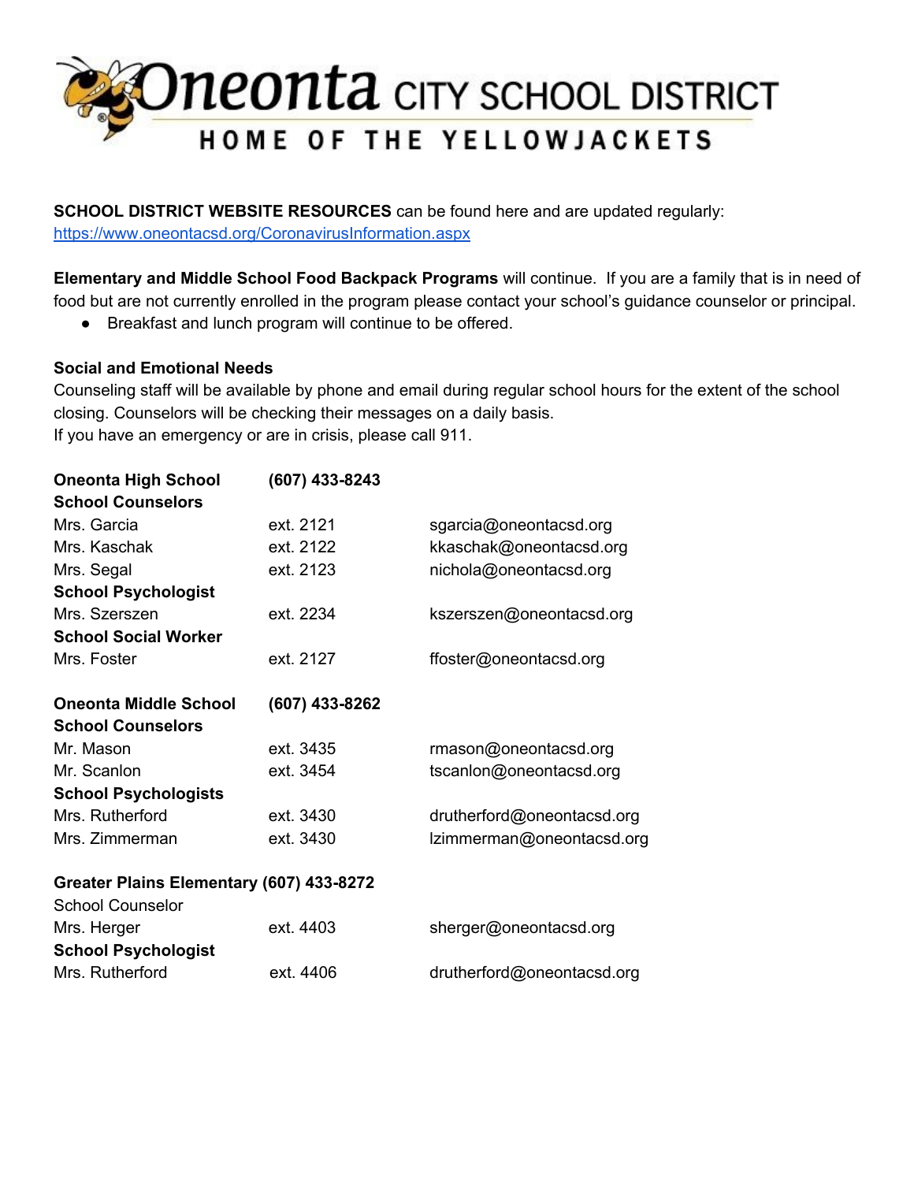# Oneonta CITY SCHOOL DISTRICT

## HOME OF THE YELLOWJACKETS

**SCHOOL DISTRICT WEBSITE RESOURCES** can be found here and are updated regularly: [https://www.oneontacsd.org/CoronavirusInformation.aspx](https://www.oneontacsd.org/CoronavirusInformation.aspx)

**Elementary and Middle School Food Backpack Programs** will continue. If you are a family that is in need of food but are not currently enrolled in the program please contact your school's guidance counselor or principal.

- Breakfast and lunch program will continue to be offered.

**Social and Emotional Needs**

Counseling staff will be available by phone and email during regular school hours for the extent of the school closing. Counselors will be checking their messages on a daily basis.
If you have an emergency or are in crisis, please call 911.

| **Oneonta High School** | **(607) 433-8243** | |
|---|---|---|
| **School Counselors** | | |
| Mrs. Garcia | ext. 2121 | sgarcia@oneontacsd.org |
| Mrs. Kaschak | ext. 2122 | kkaschak@oneontacsd.org |
| Mrs. Segal | ext. 2123 | nichola@oneontacsd.org |
| **School Psychologist** | | |
| Mrs. Szerszen | ext. 2234 | kszerszen@oneontacsd.org |
| **School Social Worker** | | |
| Mrs. Foster | ext. 2127 | ffoster@oneontacsd.org |

| **Oneonta Middle School** | **(607) 433-8262** | |
|---|---|---|
| **School Counselors** | | |
| Mr. Mason | ext. 3435 | rmason@oneontacsd.org |
| Mr. Scanlon | ext. 3454 | tscanlon@oneontacsd.org |
| **School Psychologists** | | |
| Mrs. Rutherford | ext. 3430 | drutherford@oneontacsd.org |
| Mrs. Zimmerman | ext. 3430 | lzimmerman@oneontacsd.org |

**Greater Plains Elementary (607) 433-8272**

| School Counselor | | |
|---|---|---|
| Mrs. Herger | ext. 4403 | sherger@oneontacsd.org |
| **School Psychologist** | | |
| Mrs. Rutherford | ext. 4406 | drutherford@oneontacsd.org |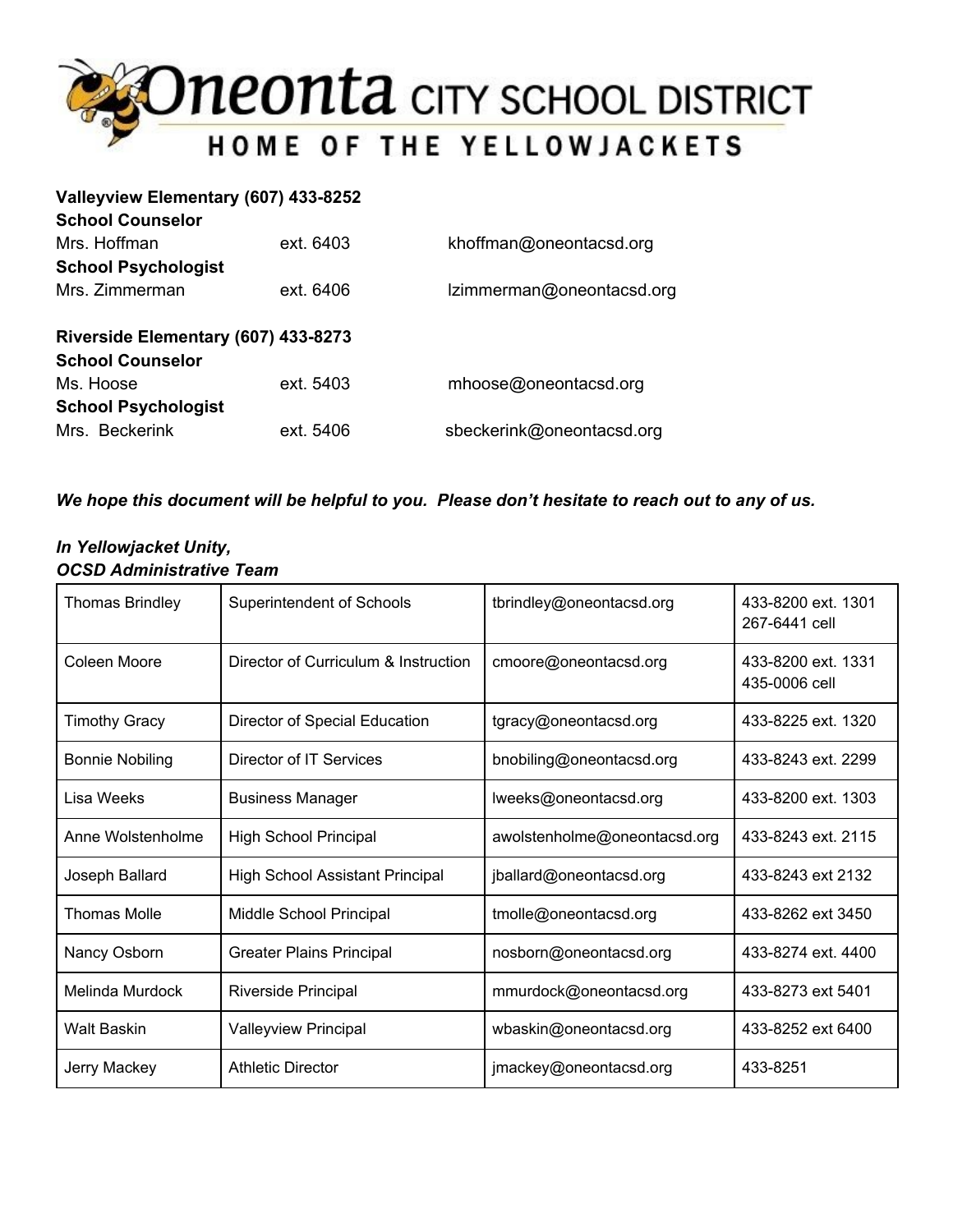# Oneonta CITY SCHOOL DISTRICT

HOME OF THE YELLOWJACKETS

**Valleyview Elementary (607) 433-8252**

**School Counselor**

Mrs. Hoffman ext. 6403 khoffman@oneontacsd.org

**School Psychologist**

Mrs. Zimmerman ext. 6406 lzimmerman@oneontacsd.org

**Riverside Elementary (607) 433-8273**

**School Counselor**

Ms. Hoose ext. 5403 mhoose@oneontacsd.org

**School Psychologist**

Mrs. Beckerink ext. 5406 sbeckerink@oneontacsd.org

***We hope this document will be helpful to you. Please don't hesitate to reach out to any of us.***

***In Yellowjacket Unity,***
***OCSD Administrative Team***

| | | | |
|---|---|---|---|
| Thomas Brindley | Superintendent of Schools | tbrindley@oneontacsd.org | 433-8200 ext. 1301<br>267-6441 cell |
| Coleen Moore | Director of Curriculum & Instruction | cmoore@oneontacsd.org | 433-8200 ext. 1331<br>435-0006 cell |
| Timothy Gracy | Director of Special Education | tgracy@oneontacsd.org | 433-8225 ext. 1320 |
| Bonnie Nobiling | Director of IT Services | bnobiling@oneontacsd.org | 433-8243 ext. 2299 |
| Lisa Weeks | Business Manager | lweeks@oneontacsd.org | 433-8200 ext. 1303 |
| Anne Wolstenholme | High School Principal | awolstenholme@oneontacsd.org | 433-8243 ext. 2115 |
| Joseph Ballard | High School Assistant Principal | jballard@oneontacsd.org | 433-8243 ext 2132 |
| Thomas Molle | Middle School Principal | tmolle@oneontacsd.org | 433-8262 ext 3450 |
| Nancy Osborn | Greater Plains Principal | nosborn@oneontacsd.org | 433-8274 ext. 4400 |
| Melinda Murdock | Riverside Principal | mmurdock@oneontacsd.org | 433-8273 ext 5401 |
| Walt Baskin | Valleyview Principal | wbaskin@oneontacsd.org | 433-8252 ext 6400 |
| Jerry Mackey | Athletic Director | jmackey@oneontacsd.org | 433-8251 |